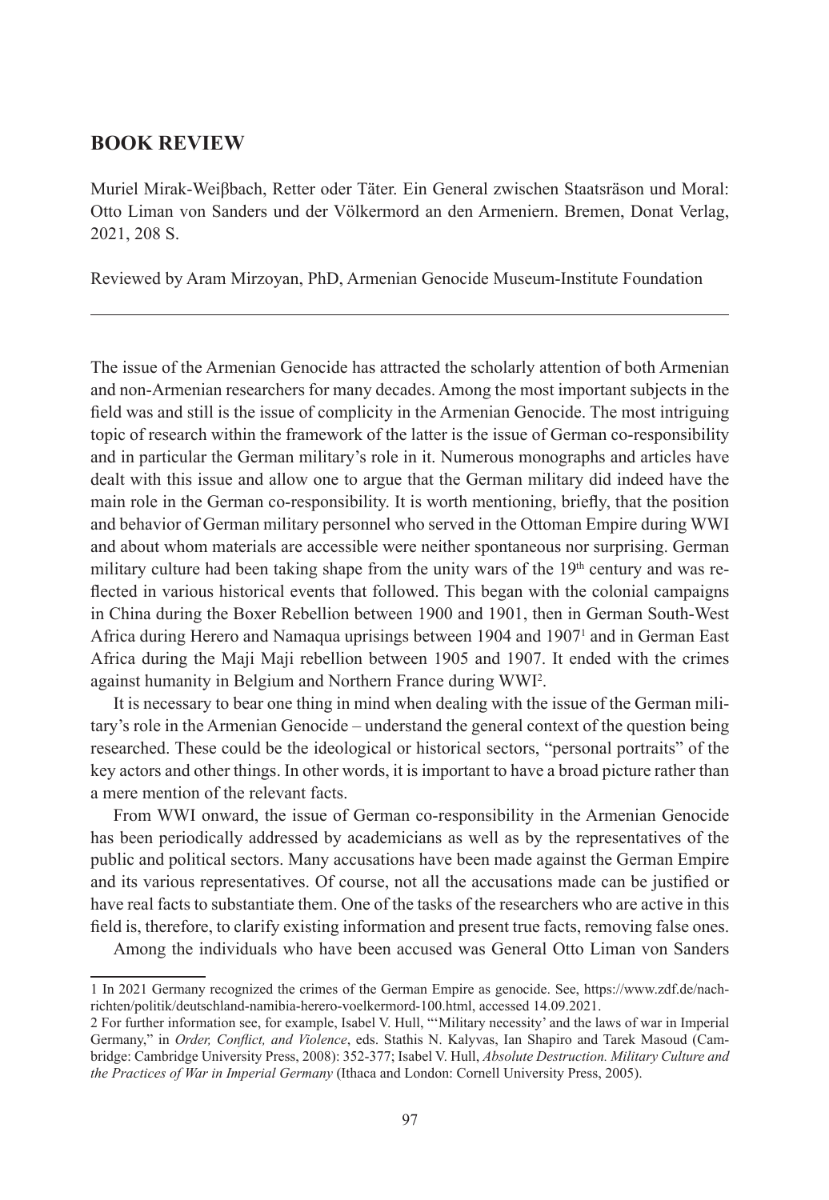## BOOK REVIEW

Muriel Mirak-Weiβbach, Retter oder Täter. Ein General zwischen Staatsräson und Moral: Otto Liman von Sanders und der Völkermord an den Armeniern. Bremen, Donat Verlag, 2021, 208 S.

Reviewed by Aram Mirzoyan, PhD, Armenian Genocide Museum-Institute Foundation

---

The issue of the Armenian Genocide has attracted the scholarly attention of both Armenian and non-Armenian researchers for many decades. Among the most important subjects in the field was and still is the issue of complicity in the Armenian Genocide. The most intriguing topic of research within the framework of the latter is the issue of German co-responsibility and in particular the German military's role in it. Numerous monographs and articles have dealt with this issue and allow one to argue that the German military did indeed have the main role in the German co-responsibility. It is worth mentioning, briefly, that the position and behavior of German military personnel who served in the Ottoman Empire during WWI and about whom materials are accessible were neither spontaneous nor surprising. German military culture had been taking shape from the unity wars of the 19th century and was reflected in various historical events that followed. This began with the colonial campaigns in China during the Boxer Rebellion between 1900 and 1901, then in German South-West Africa during Herero and Namaqua uprisings between 1904 and 1907[1] and in German East Africa during the Maji Maji rebellion between 1905 and 1907. It ended with the crimes against humanity in Belgium and Northern France during WWI[2].

It is necessary to bear one thing in mind when dealing with the issue of the German military's role in the Armenian Genocide – understand the general context of the question being researched. These could be the ideological or historical sectors, "personal portraits" of the key actors and other things. In other words, it is important to have a broad picture rather than a mere mention of the relevant facts.

From WWI onward, the issue of German co-responsibility in the Armenian Genocide has been periodically addressed by academicians as well as by the representatives of the public and political sectors. Many accusations have been made against the German Empire and its various representatives. Of course, not all the accusations made can be justified or have real facts to substantiate them. One of the tasks of the researchers who are active in this field is, therefore, to clarify existing information and present true facts, removing false ones.

Among the individuals who have been accused was General Otto Liman von Sanders

---

1 In 2021 Germany recognized the crimes of the German Empire as genocide. See, https://www.zdf.de/nachrichten/politik/deutschland-namibia-herero-voelkermord-100.html, accessed 14.09.2021.

2 For further information see, for example, Isabel V. Hull, "'Military necessity' and the laws of war in Imperial Germany," in *Order, Conflict, and Violence*, eds. Stathis N. Kalyvas, Ian Shapiro and Tarek Masoud (Cambridge: Cambridge University Press, 2008): 352-377; Isabel V. Hull, *Absolute Destruction. Military Culture and the Practices of War in Imperial Germany* (Ithaca and London: Cornell University Press, 2005).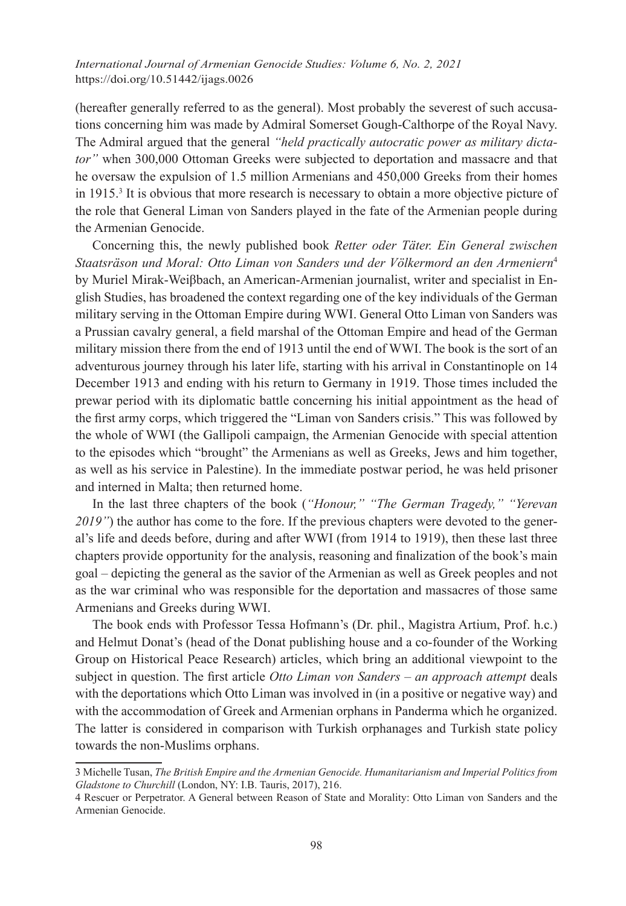(hereafter generally referred to as the general). Most probably the severest of such accusations concerning him was made by Admiral Somerset Gough-Calthorpe of the Royal Navy. The Admiral argued that the general *"held practically autocratic power as military dictator"* when 300,000 Ottoman Greeks were subjected to deportation and massacre and that he oversaw the expulsion of 1.5 million Armenians and 450,000 Greeks from their homes in 1915.[3] It is obvious that more research is necessary to obtain a more objective picture of the role that General Liman von Sanders played in the fate of the Armenian people during the Armenian Genocide.

Concerning this, the newly published book *Retter oder Täter. Ein General zwischen Staatsräson und Moral: Otto Liman von Sanders und der Völkermord an den Armeniern*[4] by Muriel Mirak-Weiβbach, an American-Armenian journalist, writer and specialist in English Studies, has broadened the context regarding one of the key individuals of the German military serving in the Ottoman Empire during WWI. General Otto Liman von Sanders was a Prussian cavalry general, a field marshal of the Ottoman Empire and head of the German military mission there from the end of 1913 until the end of WWI. The book is the sort of an adventurous journey through his later life, starting with his arrival in Constantinople on 14 December 1913 and ending with his return to Germany in 1919. Those times included the prewar period with its diplomatic battle concerning his initial appointment as the head of the first army corps, which triggered the "Liman von Sanders crisis." This was followed by the whole of WWI (the Gallipoli campaign, the Armenian Genocide with special attention to the episodes which "brought" the Armenians as well as Greeks, Jews and him together, as well as his service in Palestine). In the immediate postwar period, he was held prisoner and interned in Malta; then returned home.

In the last three chapters of the book (*"Honour," "The German Tragedy," "Yerevan 2019"*) the author has come to the fore. If the previous chapters were devoted to the general's life and deeds before, during and after WWI (from 1914 to 1919), then these last three chapters provide opportunity for the analysis, reasoning and finalization of the book's main goal – depicting the general as the savior of the Armenian as well as Greek peoples and not as the war criminal who was responsible for the deportation and massacres of those same Armenians and Greeks during WWI.

The book ends with Professor Tessa Hofmann's (Dr. phil., Magistra Artium, Prof. h.c.) and Helmut Donat's (head of the Donat publishing house and a co-founder of the Working Group on Historical Peace Research) articles, which bring an additional viewpoint to the subject in question. The first article *Otto Liman von Sanders – an approach attempt* deals with the deportations which Otto Liman was involved in (in a positive or negative way) and with the accommodation of Greek and Armenian orphans in Panderma which he organized. The latter is considered in comparison with Turkish orphanages and Turkish state policy towards the non-Muslims orphans.

---

3 Michelle Tusan, *The British Empire and the Armenian Genocide. Humanitarianism and Imperial Politics from Gladstone to Churchill* (London, NY: I.B. Tauris, 2017), 216.

4 Rescuer or Perpetrator. A General between Reason of State and Morality: Otto Liman von Sanders and the Armenian Genocide.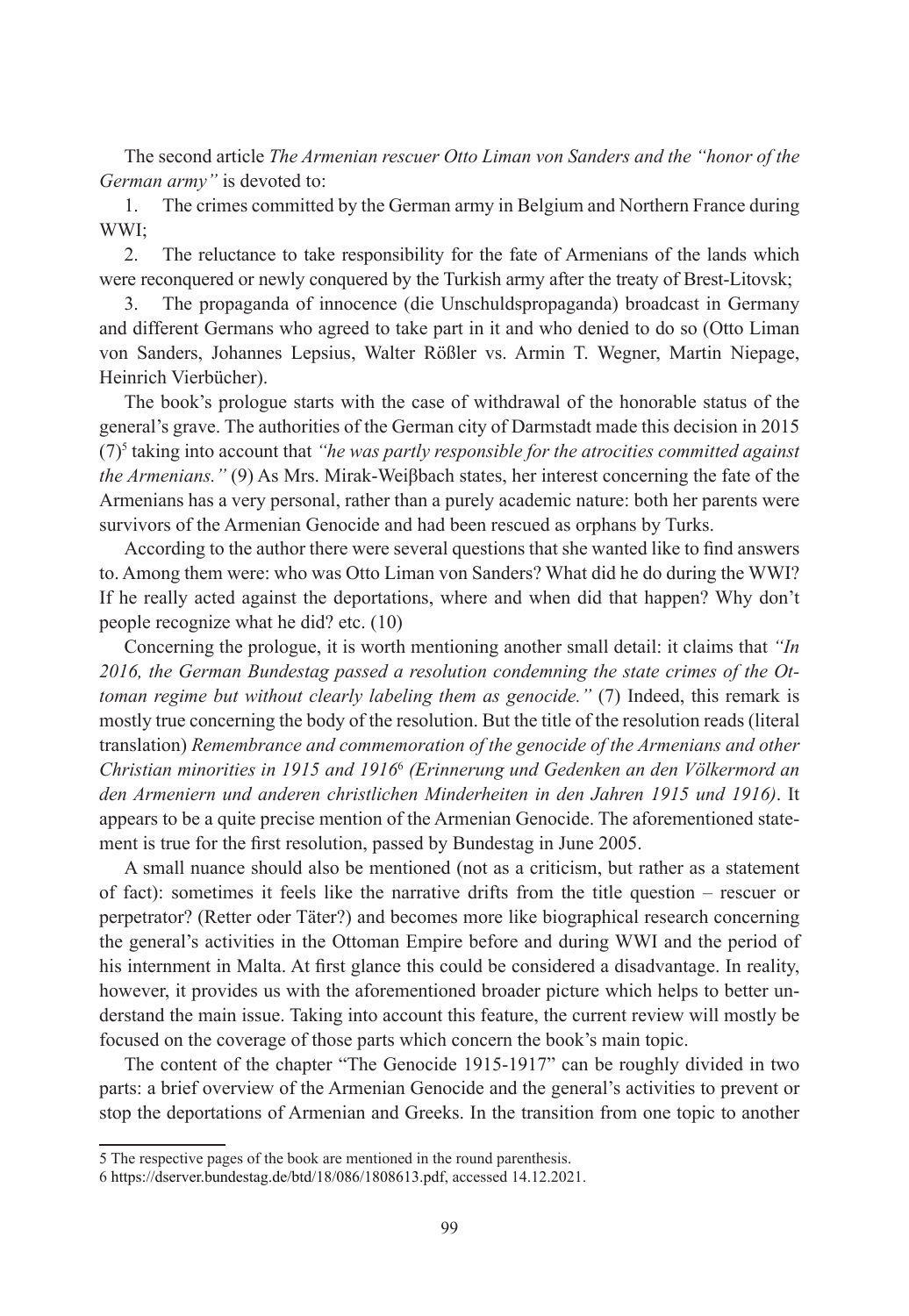The second article *The Armenian rescuer Otto Liman von Sanders and the "honor of the German army"* is devoted to:

1. The crimes committed by the German army in Belgium and Northern France during WWI;
2. The reluctance to take responsibility for the fate of Armenians of the lands which were reconquered or newly conquered by the Turkish army after the treaty of Brest-Litovsk;
3. The propaganda of innocence (die Unschuldspropaganda) broadcast in Germany and different Germans who agreed to take part in it and who denied to do so (Otto Liman von Sanders, Johannes Lepsius, Walter Rößler vs. Armin T. Wegner, Martin Niepage, Heinrich Vierbücher).

The book's prologue starts with the case of withdrawal of the honorable status of the general's grave. The authorities of the German city of Darmstadt made this decision in 2015 (7)[5] taking into account that *"he was partly responsible for the atrocities committed against the Armenians."* (9) As Mrs. Mirak-Weiβbach states, her interest concerning the fate of the Armenians has a very personal, rather than a purely academic nature: both her parents were survivors of the Armenian Genocide and had been rescued as orphans by Turks.

According to the author there were several questions that she wanted like to find answers to. Among them were: who was Otto Liman von Sanders? What did he do during the WWI? If he really acted against the deportations, where and when did that happen? Why don't people recognize what he did? etc. (10)

Concerning the prologue, it is worth mentioning another small detail: it claims that *"In 2016, the German Bundestag passed a resolution condemning the state crimes of the Ottoman regime but without clearly labeling them as genocide."* (7) Indeed, this remark is mostly true concerning the body of the resolution. But the title of the resolution reads (literal translation) *Remembrance and commemoration of the genocide of the Armenians and other Christian minorities in 1915 and 1916*[6] *(Erinnerung und Gedenken an den Völkermord an den Armeniern und anderen christlichen Minderheiten in den Jahren 1915 und 1916)*. It appears to be a quite precise mention of the Armenian Genocide. The aforementioned statement is true for the first resolution, passed by Bundestag in June 2005.

A small nuance should also be mentioned (not as a criticism, but rather as a statement of fact): sometimes it feels like the narrative drifts from the title question – rescuer or perpetrator? (Retter oder Täter?) and becomes more like biographical research concerning the general's activities in the Ottoman Empire before and during WWI and the period of his internment in Malta. At first glance this could be considered a disadvantage. In reality, however, it provides us with the aforementioned broader picture which helps to better understand the main issue. Taking into account this feature, the current review will mostly be focused on the coverage of those parts which concern the book's main topic.

The content of the chapter "The Genocide 1915-1917" can be roughly divided in two parts: a brief overview of the Armenian Genocide and the general's activities to prevent or stop the deportations of Armenian and Greeks. In the transition from one topic to another

---

[5] The respective pages of the book are mentioned in the round parenthesis.

[6] https://dserver.bundestag.de/btd/18/086/1808613.pdf, accessed 14.12.2021.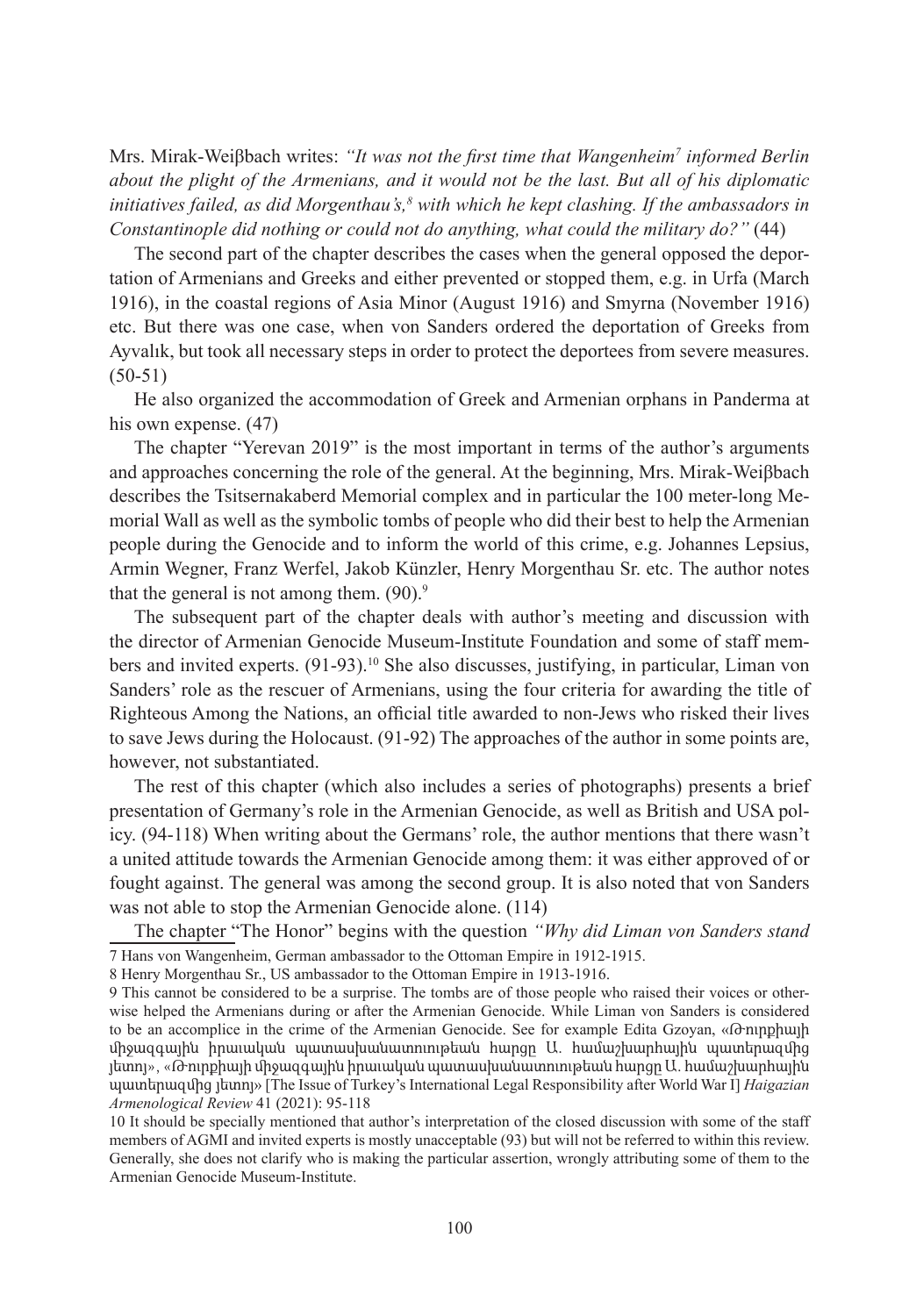Mrs. Mirak-Weiβbach writes: *"It was not the first time that Wangenheim*[7] *informed Berlin about the plight of the Armenians, and it would not be the last. But all of his diplomatic initiatives failed, as did Morgenthau's,*[8] *with which he kept clashing. If the ambassadors in Constantinople did nothing or could not do anything, what could the military do?"* (44)

The second part of the chapter describes the cases when the general opposed the deportation of Armenians and Greeks and either prevented or stopped them, e.g. in Urfa (March 1916), in the coastal regions of Asia Minor (August 1916) and Smyrna (November 1916) etc. But there was one case, when von Sanders ordered the deportation of Greeks from Ayvalık, but took all necessary steps in order to protect the deportees from severe measures. (50-51)

He also organized the accommodation of Greek and Armenian orphans in Panderma at his own expense. (47)

The chapter "Yerevan 2019" is the most important in terms of the author's arguments and approaches concerning the role of the general. At the beginning, Mrs. Mirak-Weiβbach describes the Tsitsernakaberd Memorial complex and in particular the 100 meter-long Memorial Wall as well as the symbolic tombs of people who did their best to help the Armenian people during the Genocide and to inform the world of this crime, e.g. Johannes Lepsius, Armin Wegner, Franz Werfel, Jakob Künzler, Henry Morgenthau Sr. etc. The author notes that the general is not among them. (90).[9]

The subsequent part of the chapter deals with author's meeting and discussion with the director of Armenian Genocide Museum-Institute Foundation and some of staff members and invited experts. (91-93).[10] She also discusses, justifying, in particular, Liman von Sanders' role as the rescuer of Armenians, using the four criteria for awarding the title of Righteous Among the Nations, an official title awarded to non-Jews who risked their lives to save Jews during the Holocaust. (91-92) The approaches of the author in some points are, however, not substantiated.

The rest of this chapter (which also includes a series of photographs) presents a brief presentation of Germany's role in the Armenian Genocide, as well as British and USA policy. (94-118) When writing about the Germans' role, the author mentions that there wasn't a united attitude towards the Armenian Genocide among them: it was either approved of or fought against. The general was among the second group. It is also noted that von Sanders was not able to stop the Armenian Genocide alone. (114)

The chapter "The Honor" begins with the question *"Why did Liman von Sanders stand*

---

7 Hans von Wangenheim, German ambassador to the Ottoman Empire in 1912-1915.

8 Henry Morgenthau Sr., US ambassador to the Ottoman Empire in 1913-1916.

9 This cannot be considered to be a surprise. The tombs are of those people who raised their voices or otherwise helped the Armenians during or after the Armenian Genocide. While Liman von Sanders is considered to be an accomplice in the crime of the Armenian Genocide. See for example Edita Gzoyan, «Թուրքիայի միջազգային իրաւական պատասխանատուութեան հարցը Ա. համաշխարհային պատերազմից յետոյ», «Թուրքիայի միջազգային իրաւական պատասխանատուութեան հարցը Ա. համաշխարհային պատերազմից յետոյ» [The Issue of Turkey's International Legal Responsibility after World War I] *Haigazian Armenological Review* 41 (2021): 95-118

10 It should be specially mentioned that author's interpretation of the closed discussion with some of the staff members of AGMI and invited experts is mostly unacceptable (93) but will not be referred to within this review. Generally, she does not clarify who is making the particular assertion, wrongly attributing some of them to the Armenian Genocide Museum-Institute.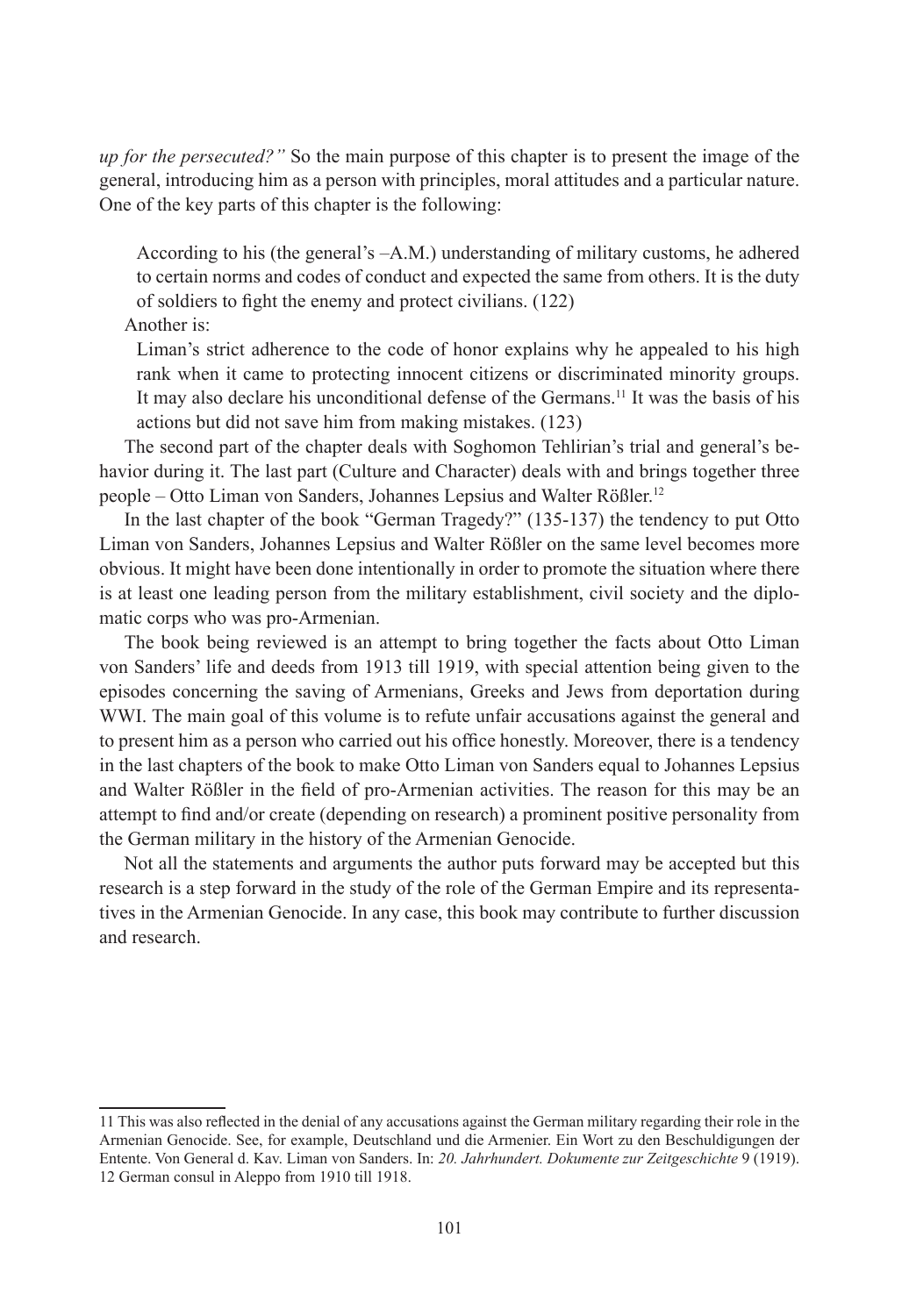*up for the persecuted?"* So the main purpose of this chapter is to present the image of the general, introducing him as a person with principles, moral attitudes and a particular nature. One of the key parts of this chapter is the following:

> According to his (the general's –A.M.) understanding of military customs, he adhered to certain norms and codes of conduct and expected the same from others. It is the duty of soldiers to fight the enemy and protect civilians. (122)

Another is:

> Liman's strict adherence to the code of honor explains why he appealed to his high rank when it came to protecting innocent citizens or discriminated minority groups. It may also declare his unconditional defense of the Germans.[11] It was the basis of his actions but did not save him from making mistakes. (123)

The second part of the chapter deals with Soghomon Tehlirian's trial and general's behavior during it. The last part (Culture and Character) deals with and brings together three people – Otto Liman von Sanders, Johannes Lepsius and Walter Rößler.[12]

In the last chapter of the book "German Tragedy?" (135-137) the tendency to put Otto Liman von Sanders, Johannes Lepsius and Walter Rößler on the same level becomes more obvious. It might have been done intentionally in order to promote the situation where there is at least one leading person from the military establishment, civil society and the diplomatic corps who was pro-Armenian.

The book being reviewed is an attempt to bring together the facts about Otto Liman von Sanders' life and deeds from 1913 till 1919, with special attention being given to the episodes concerning the saving of Armenians, Greeks and Jews from deportation during WWI. The main goal of this volume is to refute unfair accusations against the general and to present him as a person who carried out his office honestly. Moreover, there is a tendency in the last chapters of the book to make Otto Liman von Sanders equal to Johannes Lepsius and Walter Rößler in the field of pro-Armenian activities. The reason for this may be an attempt to find and/or create (depending on research) a prominent positive personality from the German military in the history of the Armenian Genocide.

Not all the statements and arguments the author puts forward may be accepted but this research is a step forward in the study of the role of the German Empire and its representatives in the Armenian Genocide. In any case, this book may contribute to further discussion and research.

---

11 This was also reflected in the denial of any accusations against the German military regarding their role in the Armenian Genocide. See, for example, Deutschland und die Armenier. Ein Wort zu den Beschuldigungen der Entente. Von General d. Kav. Liman von Sanders. In: *20. Jahrhundert. Dokumente zur Zeitgeschichte* 9 (1919).

12 German consul in Aleppo from 1910 till 1918.